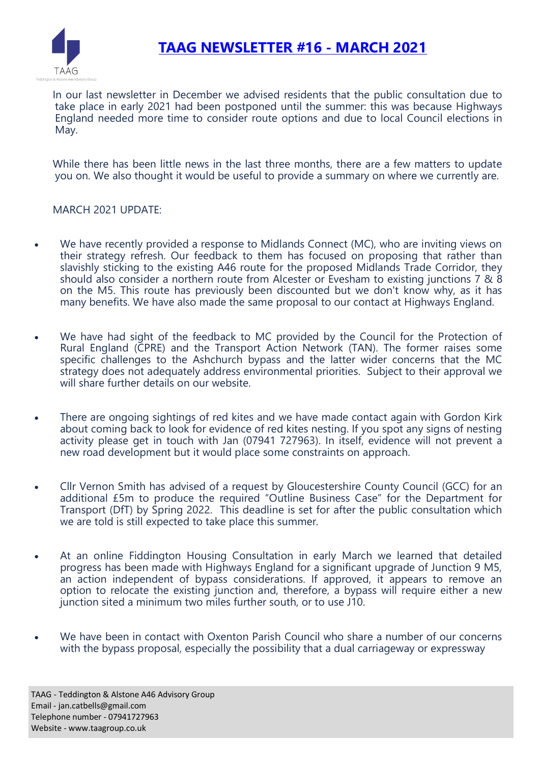# TAAG NEWSLETTER #16 - MARCH 2021

In our last newsletter in December we advised residents that the public consultation due to take place in early 2021 had been postponed until the summer: this was because Highways England needed more time to consider route options and due to local Council elections in May.

While there has been little news in the last three months, there are a few matters to update you on. We also thought it would be useful to provide a summary on where we currently are.

MARCH 2021 UPDATE:

- We have recently provided a response to Midlands Connect (MC), who are inviting views on their strategy refresh. Our feedback to them has focused on proposing that rather than slavishly sticking to the existing A46 route for the proposed Midlands Trade Corridor, they should also consider a northern route from Alcester or Evesham to existing junctions 7 & 8 on the M5. This route has previously been discounted but we don't know why, as it has many benefits. We have also made the same proposal to our contact at Highways England.

- We have had sight of the feedback to MC provided by the Council for the Protection of Rural England (CPRE) and the Transport Action Network (TAN). The former raises some specific challenges to the Ashchurch bypass and the latter wider concerns that the MC strategy does not adequately address environmental priorities. Subject to their approval we will share further details on our website.

- There are ongoing sightings of red kites and we have made contact again with Gordon Kirk about coming back to look for evidence of red kites nesting. If you spot any signs of nesting activity please get in touch with Jan (07941 727963). In itself, evidence will not prevent a new road development but it would place some constraints on approach.

- Cllr Vernon Smith has advised of a request by Gloucestershire County Council (GCC) for an additional £5m to produce the required "Outline Business Case" for the Department for Transport (DfT) by Spring 2022. This deadline is set for after the public consultation which we are told is still expected to take place this summer.

- At an online Fiddington Housing Consultation in early March we learned that detailed progress has been made with Highways England for a significant upgrade of Junction 9 M5, an action independent of bypass considerations. If approved, it appears to remove an option to relocate the existing junction and, therefore, a bypass will require either a new junction sited a minimum two miles further south, or to use J10.

- We have been in contact with Oxenton Parish Council who share a number of our concerns with the bypass proposal, especially the possibility that a dual carriageway or expressway

TAAG - Teddington & Alstone A46 Advisory Group
Email - jan.catbells@gmail.com
Telephone number - 07941727963
Website - www.taagroup.co.uk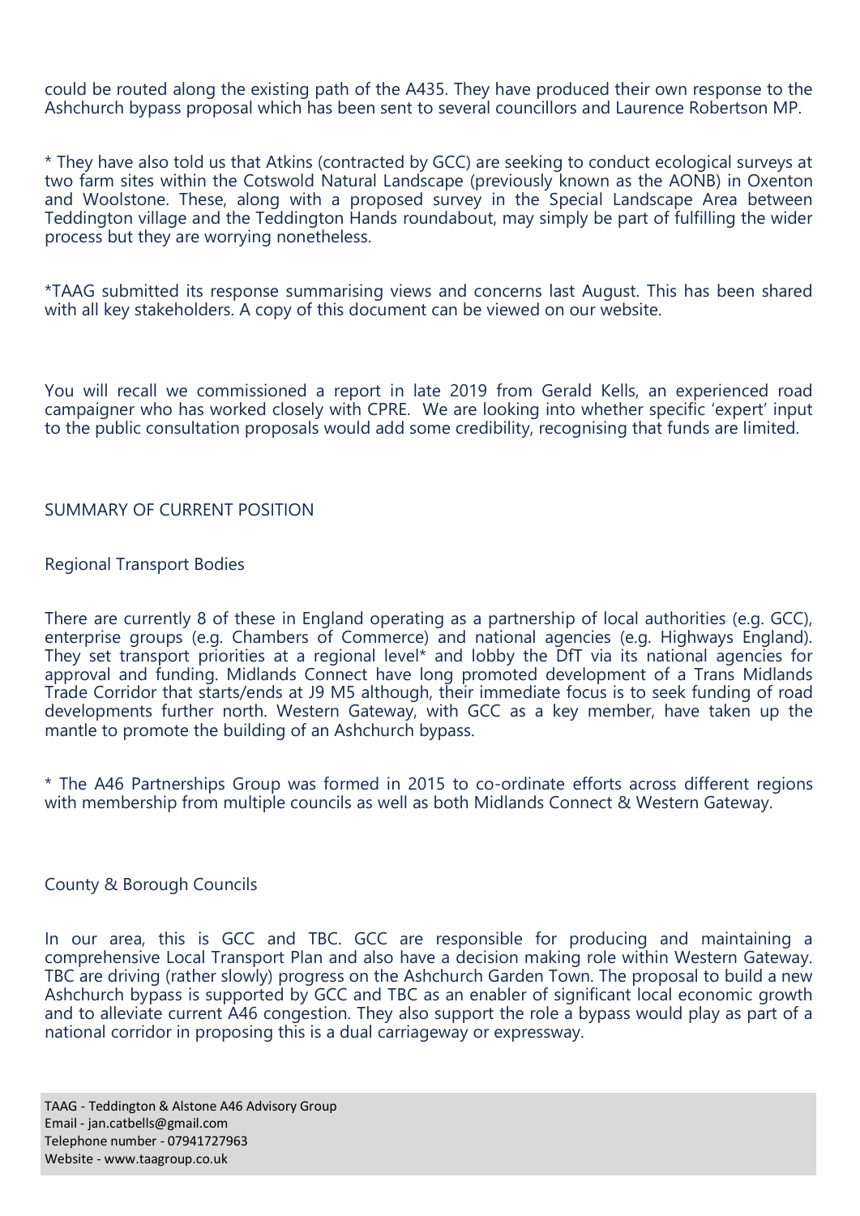could be routed along the existing path of the A435. They have produced their own response to the Ashchurch bypass proposal which has been sent to several councillors and Laurence Robertson MP.

* They have also told us that Atkins (contracted by GCC) are seeking to conduct ecological surveys at two farm sites within the Cotswold Natural Landscape (previously known as the AONB) in Oxenton and Woolstone. These, along with a proposed survey in the Special Landscape Area between Teddington village and the Teddington Hands roundabout, may simply be part of fulfilling the wider process but they are worrying nonetheless.

*TAAG submitted its response summarising views and concerns last August. This has been shared with all key stakeholders. A copy of this document can be viewed on our website.

You will recall we commissioned a report in late 2019 from Gerald Kells, an experienced road campaigner who has worked closely with CPRE. We are looking into whether specific 'expert' input to the public consultation proposals would add some credibility, recognising that funds are limited.

SUMMARY OF CURRENT POSITION

Regional Transport Bodies

There are currently 8 of these in England operating as a partnership of local authorities (e.g. GCC), enterprise groups (e.g. Chambers of Commerce) and national agencies (e.g. Highways England). They set transport priorities at a regional level* and lobby the DfT via its national agencies for approval and funding. Midlands Connect have long promoted development of a Trans Midlands Trade Corridor that starts/ends at J9 M5 although, their immediate focus is to seek funding of road developments further north. Western Gateway, with GCC as a key member, have taken up the mantle to promote the building of an Ashchurch bypass.

* The A46 Partnerships Group was formed in 2015 to co-ordinate efforts across different regions with membership from multiple councils as well as both Midlands Connect & Western Gateway.

County & Borough Councils

In our area, this is GCC and TBC. GCC are responsible for producing and maintaining a comprehensive Local Transport Plan and also have a decision making role within Western Gateway. TBC are driving (rather slowly) progress on the Ashchurch Garden Town. The proposal to build a new Ashchurch bypass is supported by GCC and TBC as an enabler of significant local economic growth and to alleviate current A46 congestion. They also support the role a bypass would play as part of a national corridor in proposing this is a dual carriageway or expressway.

TAAG - Teddington & Alstone A46 Advisory Group
Email - jan.catbells@gmail.com
Telephone number - 07941727963
Website - www.taagroup.co.uk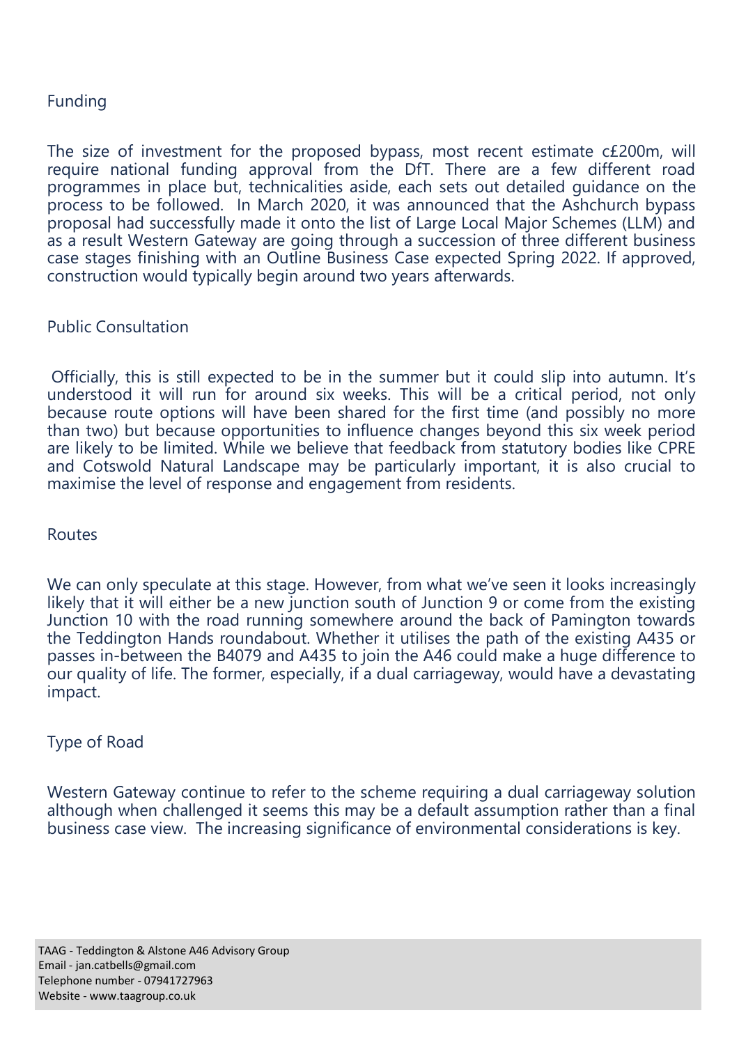## Funding

The size of investment for the proposed bypass, most recent estimate c£200m, will require national funding approval from the DfT. There are a few different road programmes in place but, technicalities aside, each sets out detailed guidance on the process to be followed. In March 2020, it was announced that the Ashchurch bypass proposal had successfully made it onto the list of Large Local Major Schemes (LLM) and as a result Western Gateway are going through a succession of three different business case stages finishing with an Outline Business Case expected Spring 2022. If approved, construction would typically begin around two years afterwards.

## Public Consultation

Officially, this is still expected to be in the summer but it could slip into autumn. It's understood it will run for around six weeks. This will be a critical period, not only because route options will have been shared for the first time (and possibly no more than two) but because opportunities to influence changes beyond this six week period are likely to be limited. While we believe that feedback from statutory bodies like CPRE and Cotswold Natural Landscape may be particularly important, it is also crucial to maximise the level of response and engagement from residents.

## Routes

We can only speculate at this stage. However, from what we've seen it looks increasingly likely that it will either be a new junction south of Junction 9 or come from the existing Junction 10 with the road running somewhere around the back of Pamington towards the Teddington Hands roundabout. Whether it utilises the path of the existing A435 or passes in-between the B4079 and A435 to join the A46 could make a huge difference to our quality of life. The former, especially, if a dual carriageway, would have a devastating impact.

## Type of Road

Western Gateway continue to refer to the scheme requiring a dual carriageway solution although when challenged it seems this may be a default assumption rather than a final business case view. The increasing significance of environmental considerations is key.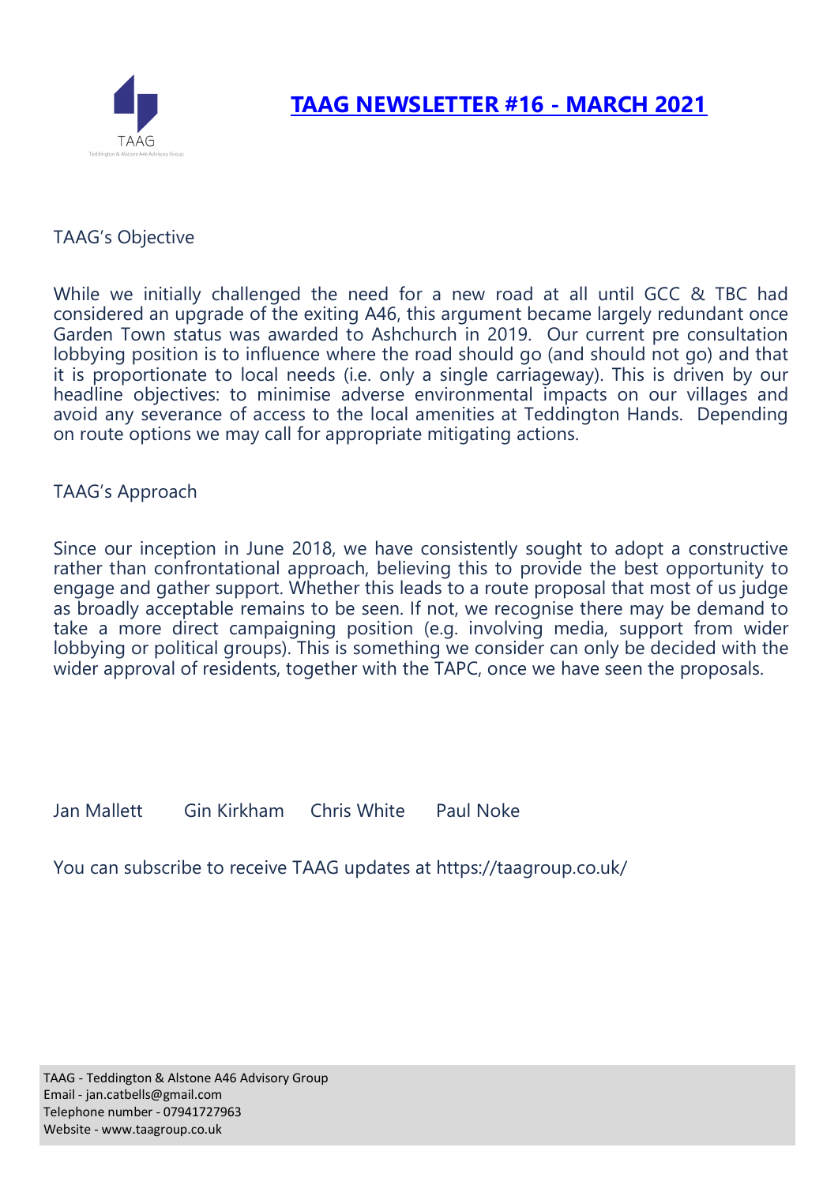## TAAG NEWSLETTER #16 - MARCH 2021

TAAG's Objective

While we initially challenged the need for a new road at all until GCC & TBC had considered an upgrade of the exiting A46, this argument became largely redundant once Garden Town status was awarded to Ashchurch in 2019. Our current pre consultation lobbying position is to influence where the road should go (and should not go) and that it is proportionate to local needs (i.e. only a single carriageway). This is driven by our headline objectives: to minimise adverse environmental impacts on our villages and avoid any severance of access to the local amenities at Teddington Hands. Depending on route options we may call for appropriate mitigating actions.

TAAG's Approach

Since our inception in June 2018, we have consistently sought to adopt a constructive rather than confrontational approach, believing this to provide the best opportunity to engage and gather support. Whether this leads to a route proposal that most of us judge as broadly acceptable remains to be seen. If not, we recognise there may be demand to take a more direct campaigning position (e.g. involving media, support from wider lobbying or political groups). This is something we consider can only be decided with the wider approval of residents, together with the TAPC, once we have seen the proposals.

Jan Mallett    Gin Kirkham    Chris White    Paul Noke

You can subscribe to receive TAAG updates at https://taagroup.co.uk/

TAAG - Teddington & Alstone A46 Advisory Group
Email - jan.catbells@gmail.com
Telephone number - 07941727963
Website - www.taagroup.co.uk